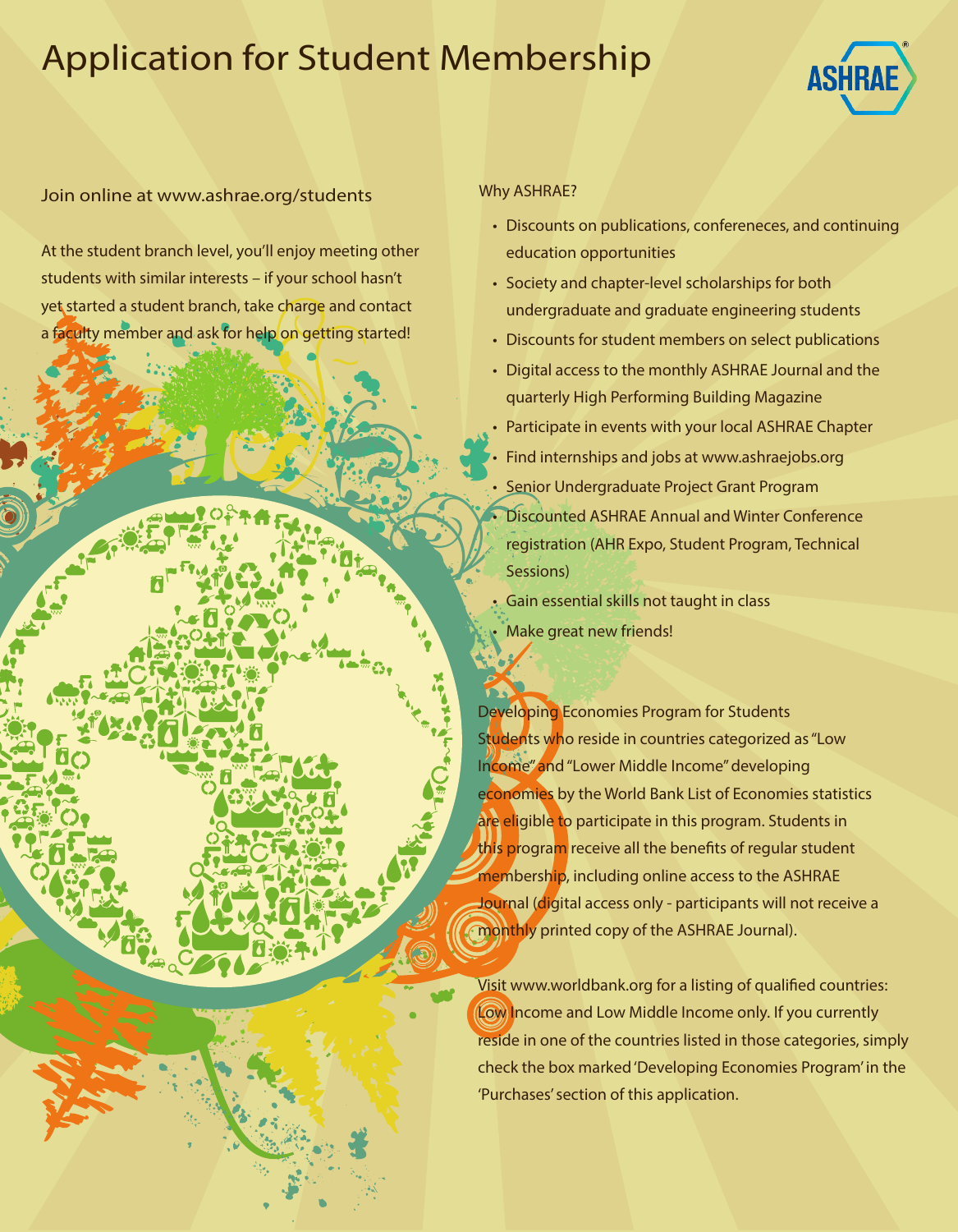# Application for Student Membership

Join online at www.ashrae.org/students

At the student branch level, you'll enjoy meeting other students with similar interests – if your school hasn't yet started a student branch, take charge and contact a faculty member and ask for help on getting started!

Why ASHRAE?

- Discounts on publications, confereneces, and continuing education opportunities
- Society and chapter-level scholarships for both undergraduate and graduate engineering students
- Discounts for student members on select publications
- Digital access to the monthly ASHRAE Journal and the quarterly High Performing Building Magazine
- Participate in events with your local ASHRAE Chapter
- Find internships and jobs at www.ashraejobs.org
- Senior Undergraduate Project Grant Program
- Discounted ASHRAE Annual and Winter Conference registration (AHR Expo, Student Program, Technical Sessions)
- Gain essential skills not taught in class
- Make great new friends!

Developing Economies Program for Students
Students who reside in countries categorized as "Low Income" and "Lower Middle Income" developing economies by the World Bank List of Economies statistics are eligible to participate in this program. Students in this program receive all the benefits of regular student membership, including online access to the ASHRAE Journal (digital access only - participants will not receive a monthly printed copy of the ASHRAE Journal).

Visit www.worldbank.org for a listing of qualified countries: Low Income and Low Middle Income only. If you currently reside in one of the countries listed in those categories, simply check the box marked 'Developing Economies Program' in the 'Purchases' section of this application.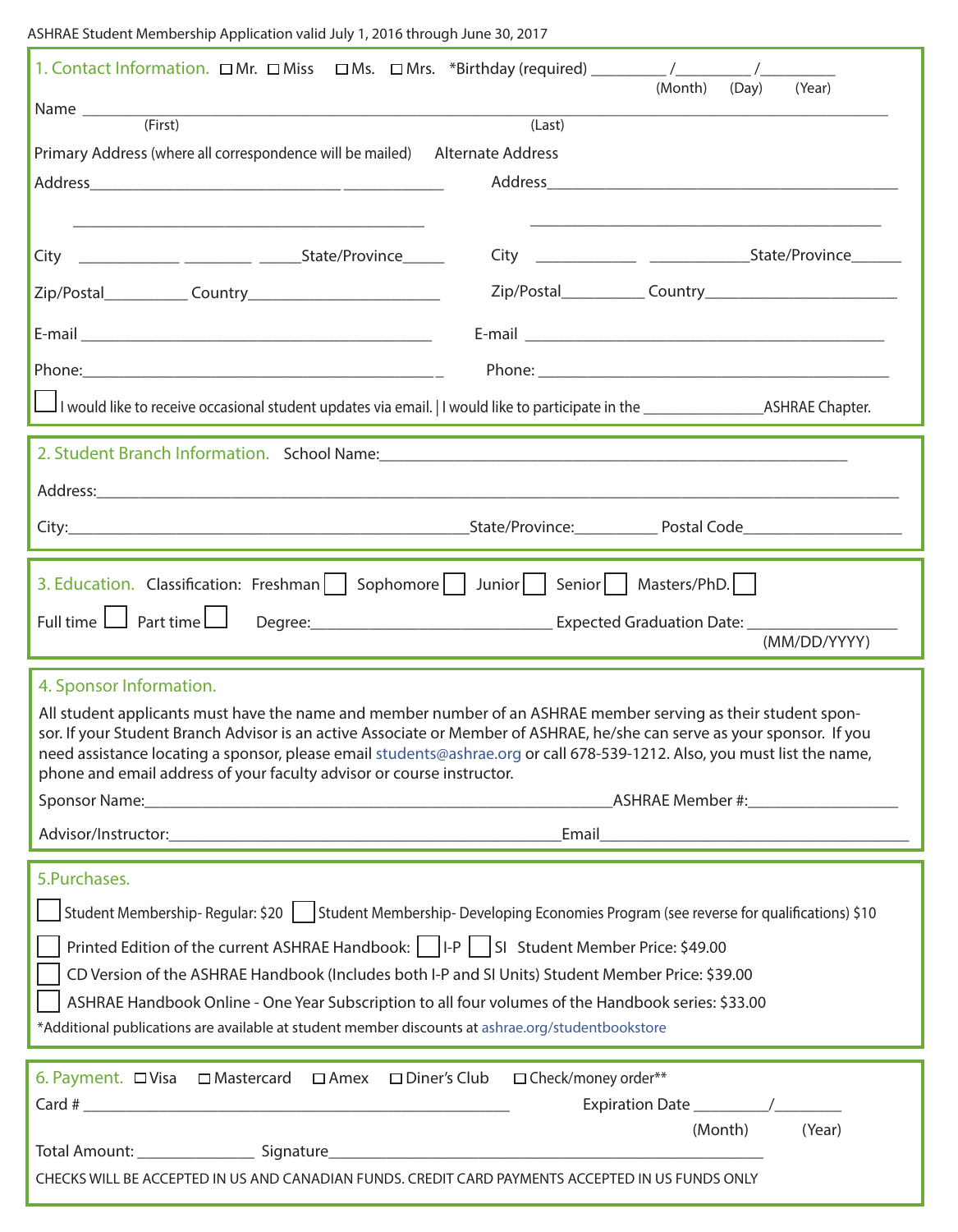ASHRAE Student Membership Application valid July 1, 2016 through June 30, 2017

## 1. Contact Information.

☐ Mr. ☐ Miss ☐ Ms. ☐ Mrs. *Birthday (required) _________ /_________ /_________
(Month) (Day) (Year)

Name ____________________________________________________________
(First) (Last)

| Primary Address (where all correspondence will be mailed) | Alternate Address |
|---|---|
| Address______________________________ | Address______________________________ |
| ______________________________ | ______________________________ |
| City ____________ ________ _____State/Province_____ | City ____________ ____________State/Province______ |
| Zip/Postal__________ Country______________________ | Zip/Postal__________ Country______________________ |
| E-mail ______________________________ | E-mail ______________________________ |
| Phone:______________________________ | Phone: ______________________________ |

☐ I would like to receive occasional student updates via email. | I would like to participate in the _______________ASHRAE Chapter.

## 2. Student Branch Information.

School Name:____________________________________________________

Address:____________________________________________________

City:______________________________State/Province:__________ Postal Code__________________

## 3. Education.

Classification: Freshman ☐ Sophomore ☐ Junior ☐ Senior ☐ Masters/PhD. ☐

Full time ☐ Part time ☐ Degree:____________________________ Expected Graduation Date: ________________
(MM/DD/YYYY)

## 4. Sponsor Information.

All student applicants must have the name and member number of an ASHRAE member serving as their student sponsor. If your Student Branch Advisor is an active Associate or Member of ASHRAE, he/she can serve as your sponsor. If you need assistance locating a sponsor, please email students@ashrae.org or call 678-539-1212. Also, you must list the name, phone and email address of your faculty advisor or course instructor.

Sponsor Name:____________________________________________ASHRAE Member #:__________________

Advisor/Instructor:____________________________________________Email____________________________________

## 5.Purchases.

☐ Student Membership- Regular: $20 ☐ Student Membership- Developing Economies Program (see reverse for qualifications) $10

☐ Printed Edition of the current ASHRAE Handbook: ☐ I-P ☐ SI Student Member Price: $49.00

☐ CD Version of the ASHRAE Handbook (Includes both I-P and SI Units) Student Member Price: $39.00

☐ ASHRAE Handbook Online - One Year Subscription to all four volumes of the Handbook series: $33.00

*Additional publications are available at student member discounts at ashrae.org/studentbookstore

## 6. Payment.

☐ Visa ☐ Mastercard ☐ Amex ☐ Diner's Club ☐ Check/money order**

Card # ____________________________________________ Expiration Date _________/________
(Month) (Year)

Total Amount: ______________ Signature____________________________________________

CHECKS WILL BE ACCEPTED IN US AND CANADIAN FUNDS. CREDIT CARD PAYMENTS ACCEPTED IN US FUNDS ONLY